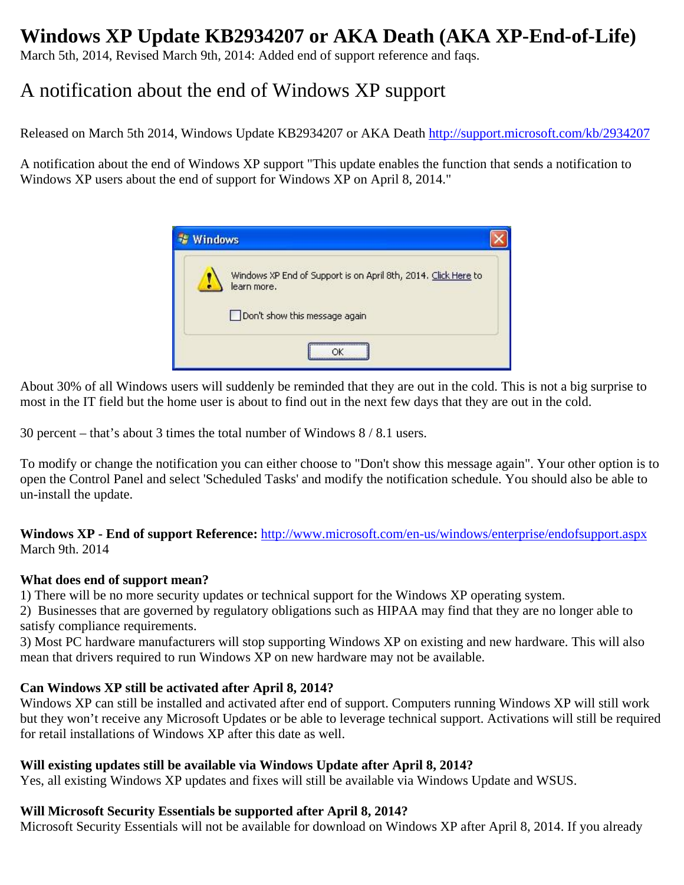# Windows XP Update KB2934207 or AKA Death (AKA XP-End-of-Life)

March 5th, 2014, Revised March 9th, 2014: Added end of support reference and faqs.

## A notification about the end of Windows XP support

Released on March 5th 2014, Windows Update KB2934207 or AKA Death http://support.microsoft.com/kb/2934207

A notification about the end of Windows XP support "This update enables the function that sends a notification to Windows XP users about the end of support for Windows XP on April 8, 2014."

About 30% of all Windows users will suddenly be reminded that they are out in the cold. This is not a big surprise to most in the IT field but the home user is about to find out in the next few days that they are out in the cold.

30 percent – that's about 3 times the total number of Windows 8 / 8.1 users.

To modify or change the notification you can either choose to "Don't show this message again". Your other option is to open the Control Panel and select 'Scheduled Tasks' and modify the notification schedule. You should also be able to un-install the update.

**Windows XP - End of support Reference:** http://www.microsoft.com/en-us/windows/enterprise/endofsupport.aspx
March 9th. 2014

**What does end of support mean?**

1) There will be no more security updates or technical support for the Windows XP operating system.
2) Businesses that are governed by regulatory obligations such as HIPAA may find that they are no longer able to satisfy compliance requirements.
3) Most PC hardware manufacturers will stop supporting Windows XP on existing and new hardware. This will also mean that drivers required to run Windows XP on new hardware may not be available.

**Can Windows XP still be activated after April 8, 2014?**

Windows XP can still be installed and activated after end of support. Computers running Windows XP will still work but they won't receive any Microsoft Updates or be able to leverage technical support. Activations will still be required for retail installations of Windows XP after this date as well.

**Will existing updates still be available via Windows Update after April 8, 2014?**

Yes, all existing Windows XP updates and fixes will still be available via Windows Update and WSUS.

**Will Microsoft Security Essentials be supported after April 8, 2014?**

Microsoft Security Essentials will not be available for download on Windows XP after April 8, 2014. If you already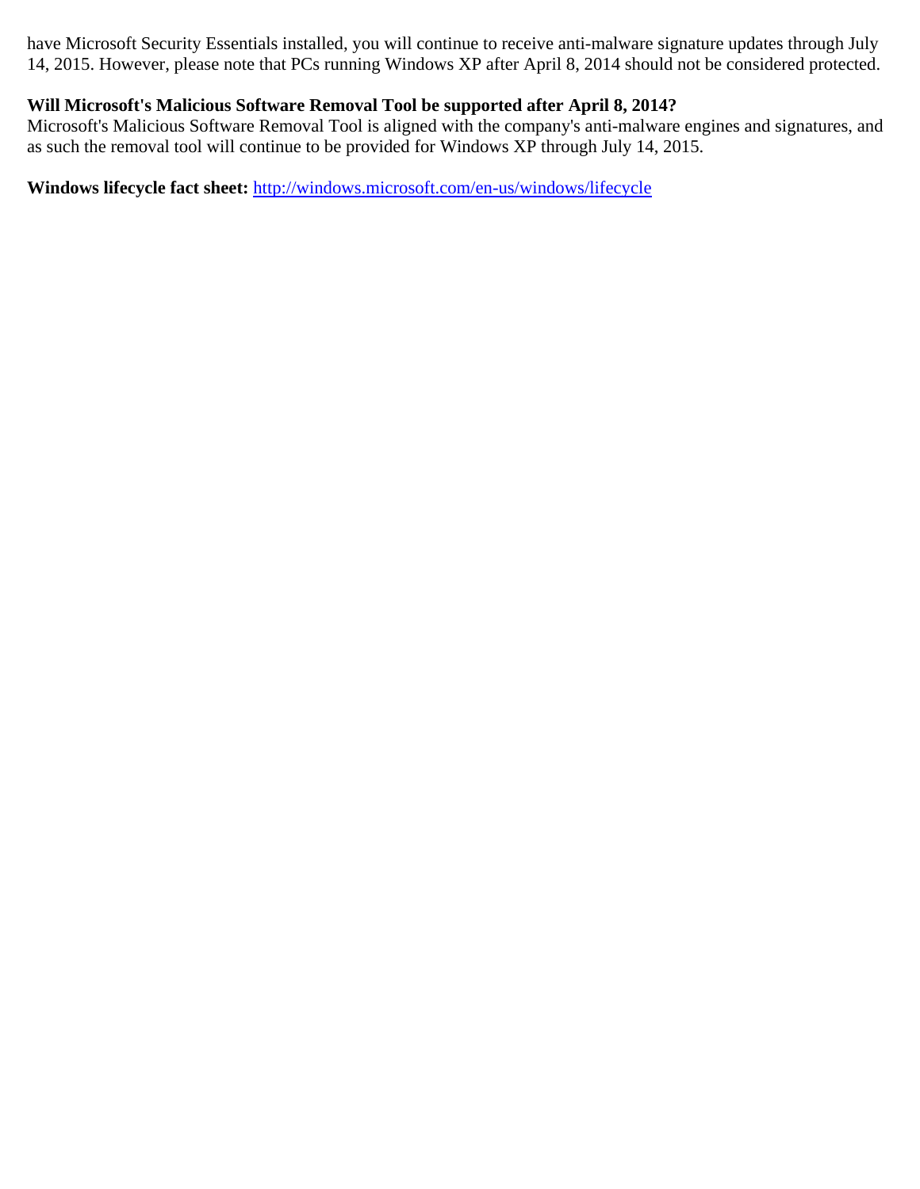have Microsoft Security Essentials installed, you will continue to receive anti-malware signature updates through July 14, 2015. However, please note that PCs running Windows XP after April 8, 2014 should not be considered protected.

**Will Microsoft's Malicious Software Removal Tool be supported after April 8, 2014?**
Microsoft's Malicious Software Removal Tool is aligned with the company's anti-malware engines and signatures, and as such the removal tool will continue to be provided for Windows XP through July 14, 2015.

**Windows lifecycle fact sheet:** http://windows.microsoft.com/en-us/windows/lifecycle